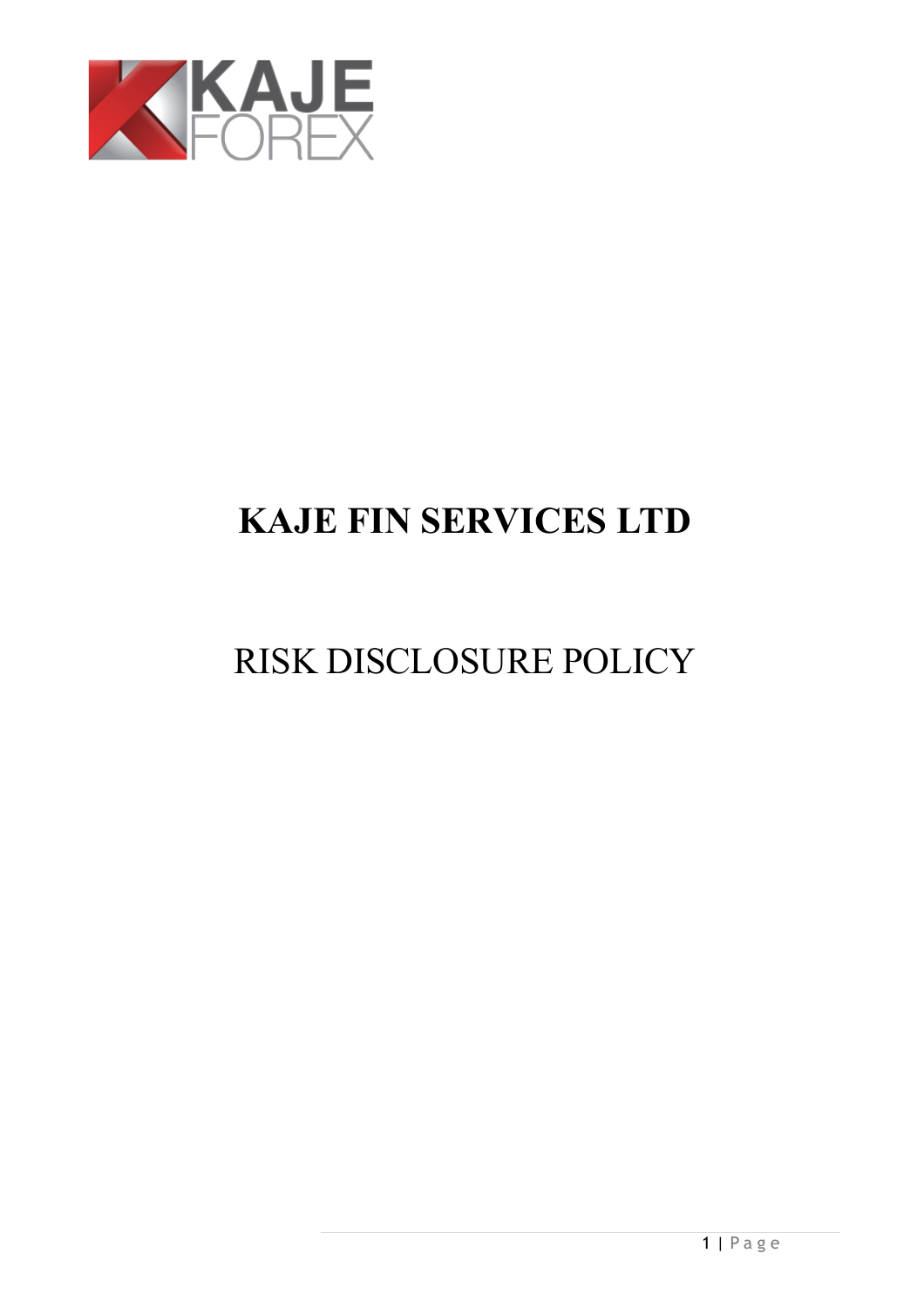KAJE FOREX

# KAJE FIN SERVICES LTD

# RISK DISCLOSURE POLICY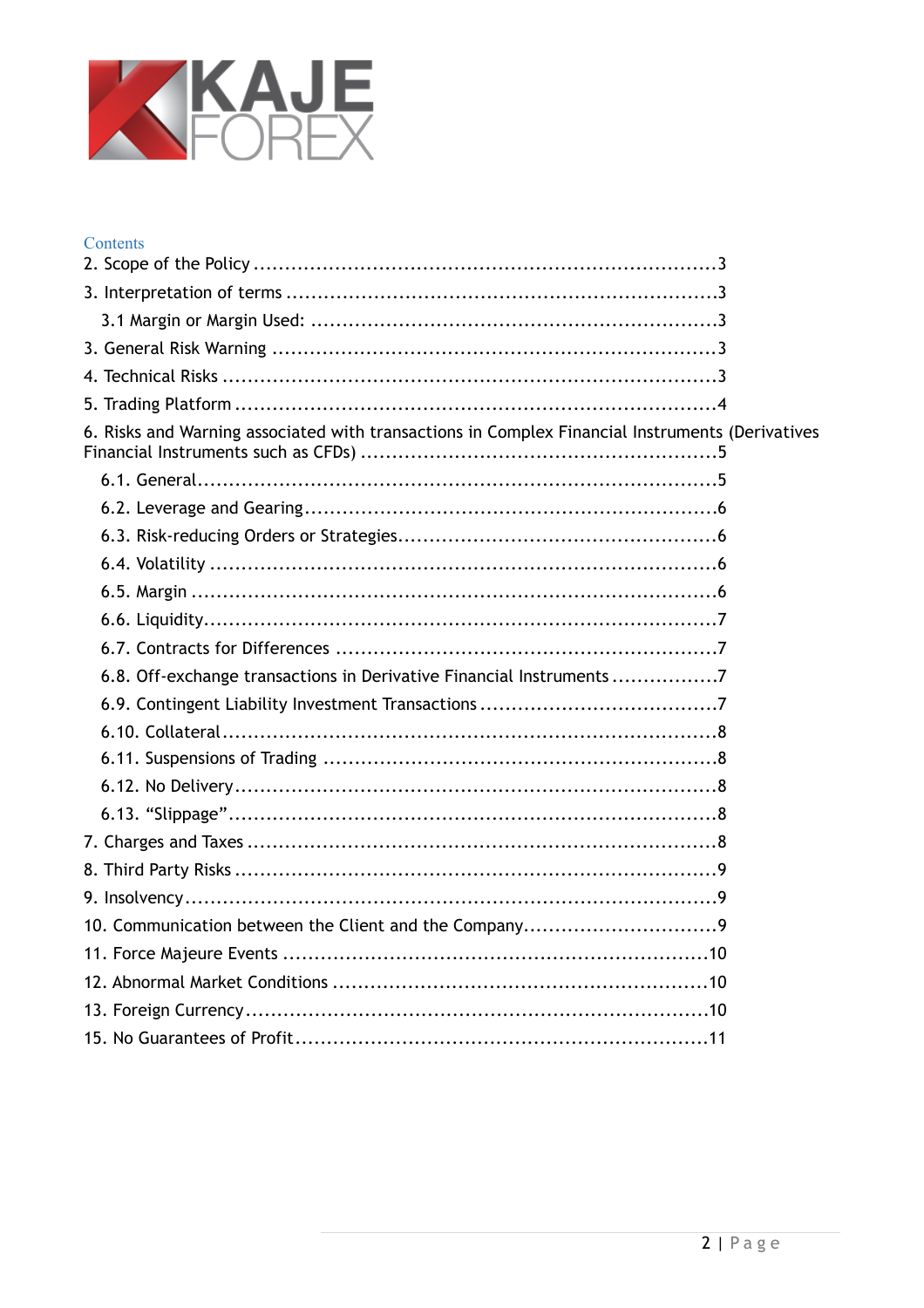KAJE FOREX

## Contents

2. Scope of the Policy ........................................................................3

3. Interpretation of terms ....................................................................3

   3.1 Margin or Margin Used: ...............................................................3

3. General Risk Warning ......................................................................3

4. Technical Risks ..............................................................................3

5. Trading Platform ............................................................................4

6. Risks and Warning associated with transactions in Complex Financial Instruments (Derivatives Financial Instruments such as CFDs) ........................................................5

   6.1. General...................................................................................5

   6.2. Leverage and Gearing.................................................................6

   6.3. Risk-reducing Orders or Strategies...................................................6

   6.4. Volatility ................................................................................6

   6.5. Margin ..................................................................................6

   6.6. Liquidity.................................................................................7

   6.7. Contracts for Differences ............................................................7

   6.8. Off-exchange transactions in Derivative Financial Instruments .................7

   6.9. Contingent Liability Investment Transactions ......................................7

   6.10. Collateral...............................................................................8

   6.11. Suspensions of Trading ..............................................................8

   6.12. No Delivery............................................................................8

   6.13. "Slippage".............................................................................8

7. Charges and Taxes .........................................................................8

8. Third Party Risks ...........................................................................9

9. Insolvency....................................................................................9

10. Communication between the Client and the Company..............................9

11. Force Majeure Events ....................................................................10

12. Abnormal Market Conditions ............................................................10

13. Foreign Currency..........................................................................10

15. No Guarantees of Profit..................................................................11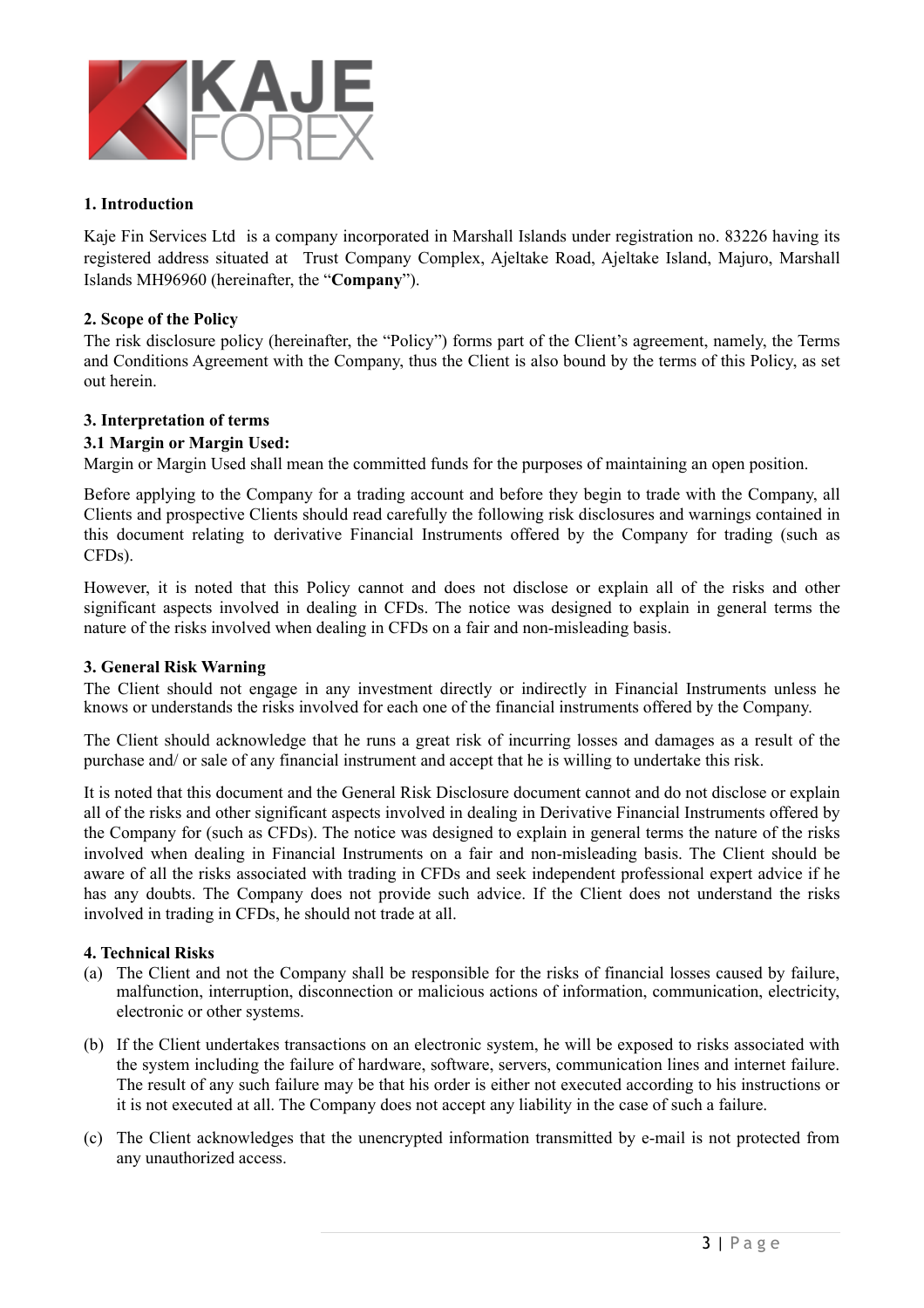## 1. Introduction

Kaje Fin Services Ltd is a company incorporated in Marshall Islands under registration no. 83226 having its registered address situated at Trust Company Complex, Ajeltake Road, Ajeltake Island, Majuro, Marshall Islands MH96960 (hereinafter, the "**Company**").

## 2. Scope of the Policy

The risk disclosure policy (hereinafter, the "Policy") forms part of the Client's agreement, namely, the Terms and Conditions Agreement with the Company, thus the Client is also bound by the terms of this Policy, as set out herein.

## 3. Interpretation of terms

### 3.1 Margin or Margin Used:

Margin or Margin Used shall mean the committed funds for the purposes of maintaining an open position.

Before applying to the Company for a trading account and before they begin to trade with the Company, all Clients and prospective Clients should read carefully the following risk disclosures and warnings contained in this document relating to derivative Financial Instruments offered by the Company for trading (such as CFDs).

However, it is noted that this Policy cannot and does not disclose or explain all of the risks and other significant aspects involved in dealing in CFDs. The notice was designed to explain in general terms the nature of the risks involved when dealing in CFDs on a fair and non-misleading basis.

## 3. General Risk Warning

The Client should not engage in any investment directly or indirectly in Financial Instruments unless he knows or understands the risks involved for each one of the financial instruments offered by the Company.

The Client should acknowledge that he runs a great risk of incurring losses and damages as a result of the purchase and/ or sale of any financial instrument and accept that he is willing to undertake this risk.

It is noted that this document and the General Risk Disclosure document cannot and do not disclose or explain all of the risks and other significant aspects involved in dealing in Derivative Financial Instruments offered by the Company for (such as CFDs). The notice was designed to explain in general terms the nature of the risks involved when dealing in Financial Instruments on a fair and non-misleading basis. The Client should be aware of all the risks associated with trading in CFDs and seek independent professional expert advice if he has any doubts. The Company does not provide such advice. If the Client does not understand the risks involved in trading in CFDs, he should not trade at all.

## 4. Technical Risks

(a) The Client and not the Company shall be responsible for the risks of financial losses caused by failure, malfunction, interruption, disconnection or malicious actions of information, communication, electricity, electronic or other systems.

(b) If the Client undertakes transactions on an electronic system, he will be exposed to risks associated with the system including the failure of hardware, software, servers, communication lines and internet failure. The result of any such failure may be that his order is either not executed according to his instructions or it is not executed at all. The Company does not accept any liability in the case of such a failure.

(c) The Client acknowledges that the unencrypted information transmitted by e-mail is not protected from any unauthorized access.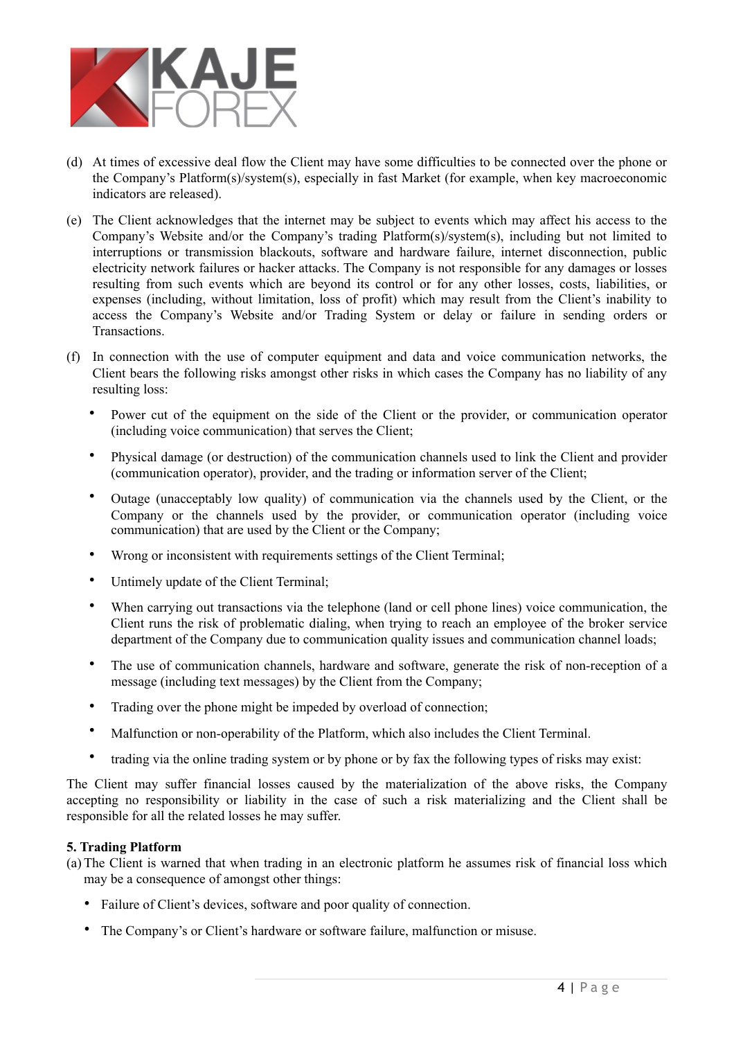(d) At times of excessive deal flow the Client may have some difficulties to be connected over the phone or the Company's Platform(s)/system(s), especially in fast Market (for example, when key macroeconomic indicators are released).

(e) The Client acknowledges that the internet may be subject to events which may affect his access to the Company's Website and/or the Company's trading Platform(s)/system(s), including but not limited to interruptions or transmission blackouts, software and hardware failure, internet disconnection, public electricity network failures or hacker attacks. The Company is not responsible for any damages or losses resulting from such events which are beyond its control or for any other losses, costs, liabilities, or expenses (including, without limitation, loss of profit) which may result from the Client's inability to access the Company's Website and/or Trading System or delay or failure in sending orders or Transactions.

(f) In connection with the use of computer equipment and data and voice communication networks, the Client bears the following risks amongst other risks in which cases the Company has no liability of any resulting loss:

- Power cut of the equipment on the side of the Client or the provider, or communication operator (including voice communication) that serves the Client;
- Physical damage (or destruction) of the communication channels used to link the Client and provider (communication operator), provider, and the trading or information server of the Client;
- Outage (unacceptably low quality) of communication via the channels used by the Client, or the Company or the channels used by the provider, or communication operator (including voice communication) that are used by the Client or the Company;
- Wrong or inconsistent with requirements settings of the Client Terminal;
- Untimely update of the Client Terminal;
- When carrying out transactions via the telephone (land or cell phone lines) voice communication, the Client runs the risk of problematic dialing, when trying to reach an employee of the broker service department of the Company due to communication quality issues and communication channel loads;
- The use of communication channels, hardware and software, generate the risk of non-reception of a message (including text messages) by the Client from the Company;
- Trading over the phone might be impeded by overload of connection;
- Malfunction or non-operability of the Platform, which also includes the Client Terminal.
- trading via the online trading system or by phone or by fax the following types of risks may exist:

The Client may suffer financial losses caused by the materialization of the above risks, the Company accepting no responsibility or liability in the case of such a risk materializing and the Client shall be responsible for all the related losses he may suffer.

**5. Trading Platform**

(a) The Client is warned that when trading in an electronic platform he assumes risk of financial loss which may be a consequence of amongst other things:

- Failure of Client's devices, software and poor quality of connection.
- The Company's or Client's hardware or software failure, malfunction or misuse.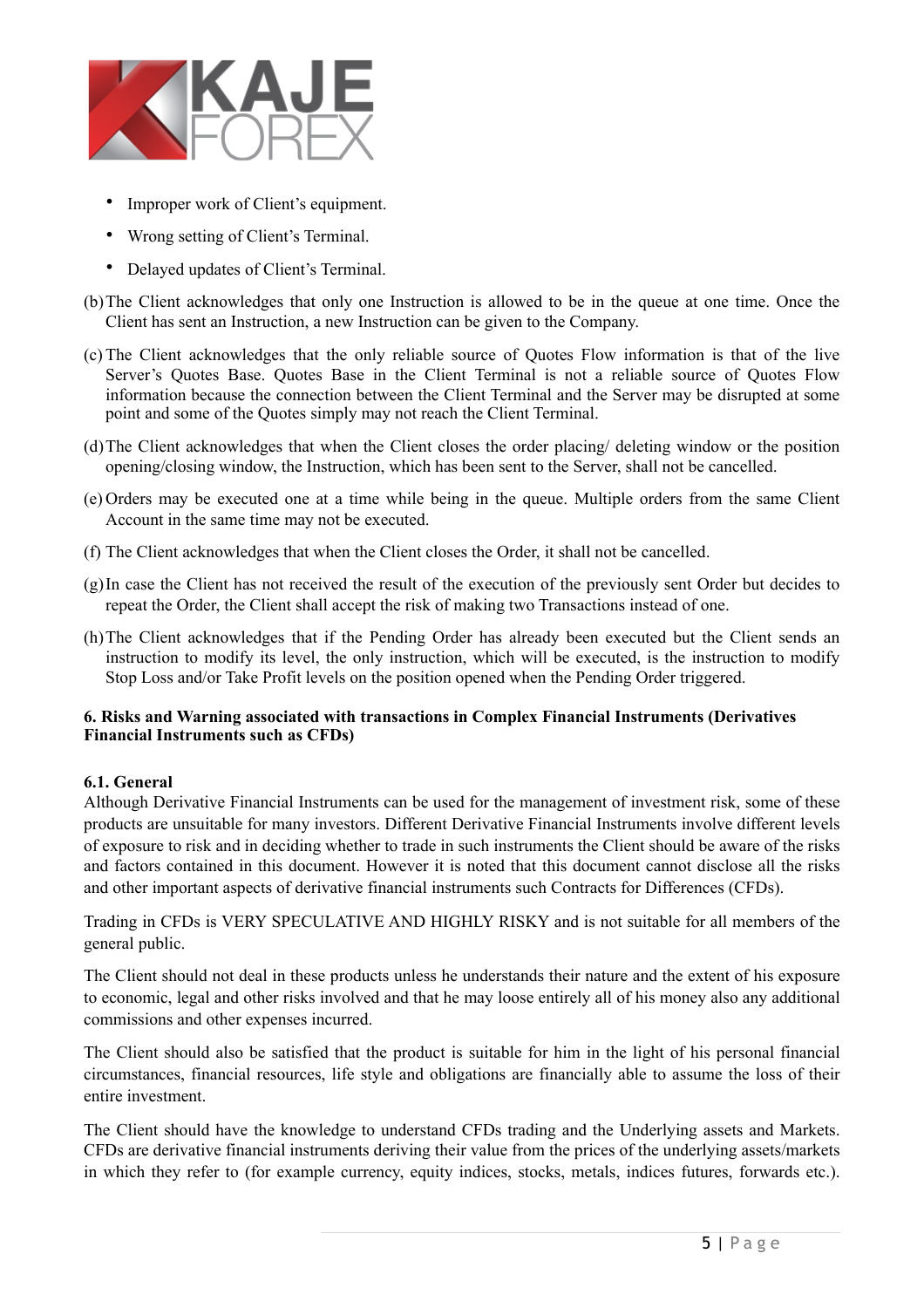- Improper work of Client's equipment.
- Wrong setting of Client's Terminal.
- Delayed updates of Client's Terminal.

(b) The Client acknowledges that only one Instruction is allowed to be in the queue at one time. Once the Client has sent an Instruction, a new Instruction can be given to the Company.

(c) The Client acknowledges that the only reliable source of Quotes Flow information is that of the live Server's Quotes Base. Quotes Base in the Client Terminal is not a reliable source of Quotes Flow information because the connection between the Client Terminal and the Server may be disrupted at some point and some of the Quotes simply may not reach the Client Terminal.

(d) The Client acknowledges that when the Client closes the order placing/ deleting window or the position opening/closing window, the Instruction, which has been sent to the Server, shall not be cancelled.

(e) Orders may be executed one at a time while being in the queue. Multiple orders from the same Client Account in the same time may not be executed.

(f) The Client acknowledges that when the Client closes the Order, it shall not be cancelled.

(g) In case the Client has not received the result of the execution of the previously sent Order but decides to repeat the Order, the Client shall accept the risk of making two Transactions instead of one.

(h) The Client acknowledges that if the Pending Order has already been executed but the Client sends an instruction to modify its level, the only instruction, which will be executed, is the instruction to modify Stop Loss and/or Take Profit levels on the position opened when the Pending Order triggered.

## 6. Risks and Warning associated with transactions in Complex Financial Instruments (Derivatives Financial Instruments such as CFDs)

### 6.1. General

Although Derivative Financial Instruments can be used for the management of investment risk, some of these products are unsuitable for many investors. Different Derivative Financial Instruments involve different levels of exposure to risk and in deciding whether to trade in such instruments the Client should be aware of the risks and factors contained in this document. However it is noted that this document cannot disclose all the risks and other important aspects of derivative financial instruments such Contracts for Differences (CFDs).

Trading in CFDs is VERY SPECULATIVE AND HIGHLY RISKY and is not suitable for all members of the general public.

The Client should not deal in these products unless he understands their nature and the extent of his exposure to economic, legal and other risks involved and that he may loose entirely all of his money also any additional commissions and other expenses incurred.

The Client should also be satisfied that the product is suitable for him in the light of his personal financial circumstances, financial resources, life style and obligations are financially able to assume the loss of their entire investment.

The Client should have the knowledge to understand CFDs trading and the Underlying assets and Markets. CFDs are derivative financial instruments deriving their value from the prices of the underlying assets/markets in which they refer to (for example currency, equity indices, stocks, metals, indices futures, forwards etc.).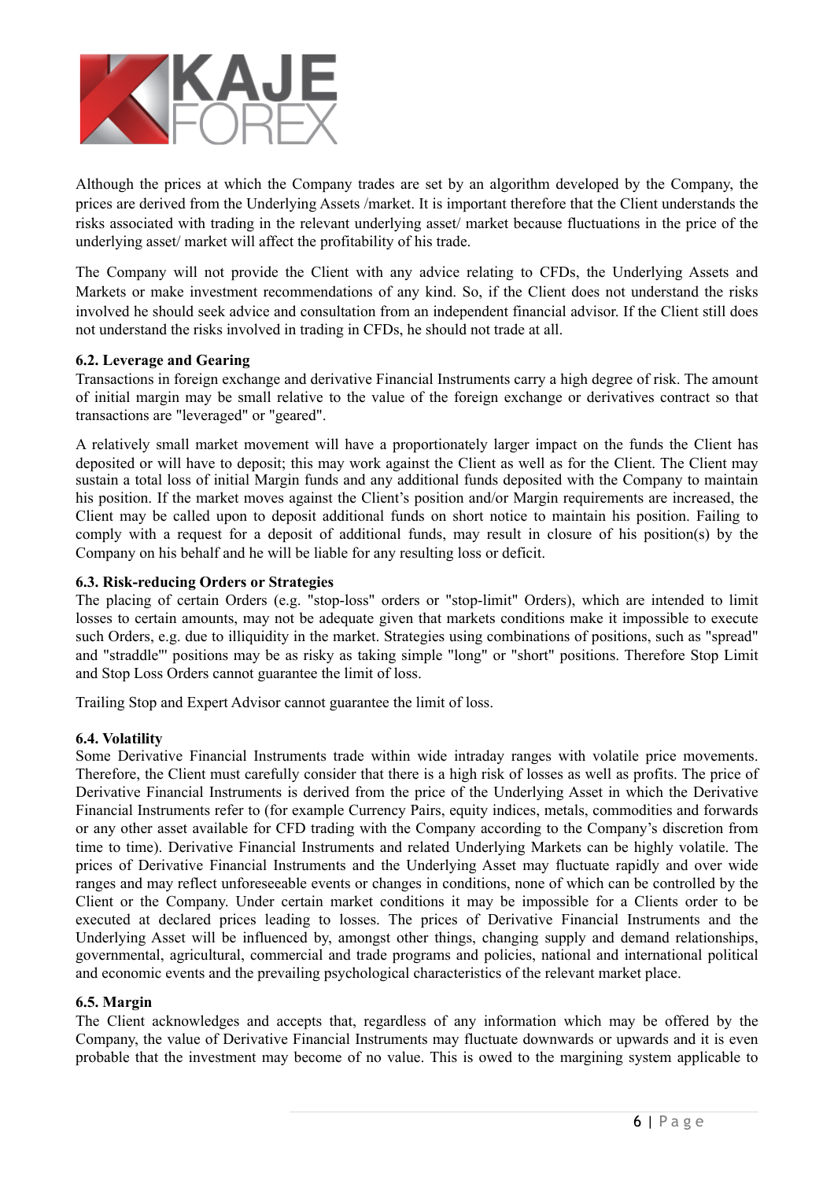Although the prices at which the Company trades are set by an algorithm developed by the Company, the prices are derived from the Underlying Assets /market. It is important therefore that the Client understands the risks associated with trading in the relevant underlying asset/ market because fluctuations in the price of the underlying asset/ market will affect the profitability of his trade.

The Company will not provide the Client with any advice relating to CFDs, the Underlying Assets and Markets or make investment recommendations of any kind. So, if the Client does not understand the risks involved he should seek advice and consultation from an independent financial advisor. If the Client still does not understand the risks involved in trading in CFDs, he should not trade at all.

**6.2. Leverage and Gearing**

Transactions in foreign exchange and derivative Financial Instruments carry a high degree of risk. The amount of initial margin may be small relative to the value of the foreign exchange or derivatives contract so that transactions are "leveraged" or "geared".

A relatively small market movement will have a proportionately larger impact on the funds the Client has deposited or will have to deposit; this may work against the Client as well as for the Client. The Client may sustain a total loss of initial Margin funds and any additional funds deposited with the Company to maintain his position. If the market moves against the Client's position and/or Margin requirements are increased, the Client may be called upon to deposit additional funds on short notice to maintain his position. Failing to comply with a request for a deposit of additional funds, may result in closure of his position(s) by the Company on his behalf and he will be liable for any resulting loss or deficit.

**6.3. Risk-reducing Orders or Strategies**

The placing of certain Orders (e.g. "stop-loss" orders or "stop-limit" Orders), which are intended to limit losses to certain amounts, may not be adequate given that markets conditions make it impossible to execute such Orders, e.g. due to illiquidity in the market. Strategies using combinations of positions, such as "spread" and "straddle"' positions may be as risky as taking simple "long" or "short" positions. Therefore Stop Limit and Stop Loss Orders cannot guarantee the limit of loss.

Trailing Stop and Expert Advisor cannot guarantee the limit of loss.

**6.4. Volatility**

Some Derivative Financial Instruments trade within wide intraday ranges with volatile price movements. Therefore, the Client must carefully consider that there is a high risk of losses as well as profits. The price of Derivative Financial Instruments is derived from the price of the Underlying Asset in which the Derivative Financial Instruments refer to (for example Currency Pairs, equity indices, metals, commodities and forwards or any other asset available for CFD trading with the Company according to the Company's discretion from time to time). Derivative Financial Instruments and related Underlying Markets can be highly volatile. The prices of Derivative Financial Instruments and the Underlying Asset may fluctuate rapidly and over wide ranges and may reflect unforeseeable events or changes in conditions, none of which can be controlled by the Client or the Company. Under certain market conditions it may be impossible for a Clients order to be executed at declared prices leading to losses. The prices of Derivative Financial Instruments and the Underlying Asset will be influenced by, amongst other things, changing supply and demand relationships, governmental, agricultural, commercial and trade programs and policies, national and international political and economic events and the prevailing psychological characteristics of the relevant market place.

**6.5. Margin**

The Client acknowledges and accepts that, regardless of any information which may be offered by the Company, the value of Derivative Financial Instruments may fluctuate downwards or upwards and it is even probable that the investment may become of no value. This is owed to the margining system applicable to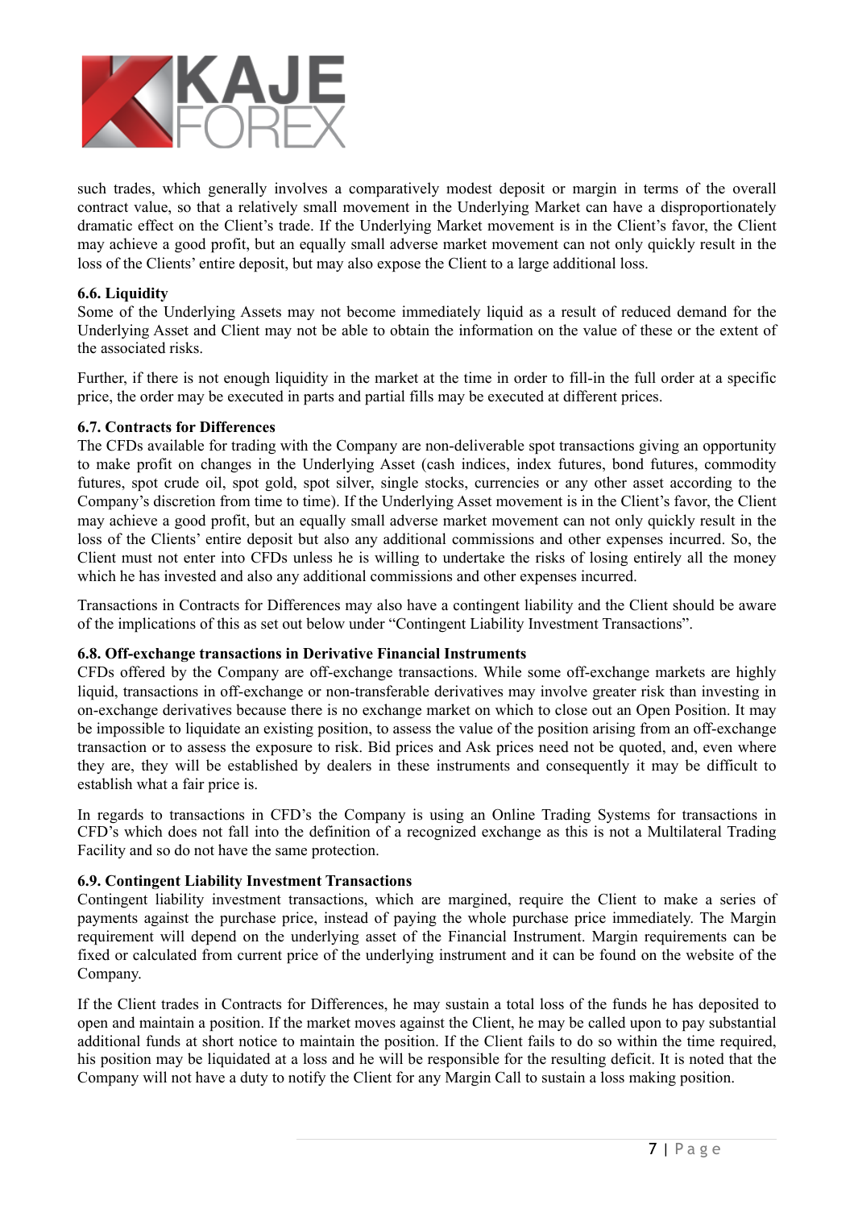such trades, which generally involves a comparatively modest deposit or margin in terms of the overall contract value, so that a relatively small movement in the Underlying Market can have a disproportionately dramatic effect on the Client's trade. If the Underlying Market movement is in the Client's favor, the Client may achieve a good profit, but an equally small adverse market movement can not only quickly result in the loss of the Clients' entire deposit, but may also expose the Client to a large additional loss.

#### 6.6. Liquidity

Some of the Underlying Assets may not become immediately liquid as a result of reduced demand for the Underlying Asset and Client may not be able to obtain the information on the value of these or the extent of the associated risks.

Further, if there is not enough liquidity in the market at the time in order to fill-in the full order at a specific price, the order may be executed in parts and partial fills may be executed at different prices.

#### 6.7. Contracts for Differences

The CFDs available for trading with the Company are non-deliverable spot transactions giving an opportunity to make profit on changes in the Underlying Asset (cash indices, index futures, bond futures, commodity futures, spot crude oil, spot gold, spot silver, single stocks, currencies or any other asset according to the Company's discretion from time to time). If the Underlying Asset movement is in the Client's favor, the Client may achieve a good profit, but an equally small adverse market movement can not only quickly result in the loss of the Clients' entire deposit but also any additional commissions and other expenses incurred. So, the Client must not enter into CFDs unless he is willing to undertake the risks of losing entirely all the money which he has invested and also any additional commissions and other expenses incurred.

Transactions in Contracts for Differences may also have a contingent liability and the Client should be aware of the implications of this as set out below under "Contingent Liability Investment Transactions".

#### 6.8. Off-exchange transactions in Derivative Financial Instruments

CFDs offered by the Company are off-exchange transactions. While some off-exchange markets are highly liquid, transactions in off-exchange or non-transferable derivatives may involve greater risk than investing in on-exchange derivatives because there is no exchange market on which to close out an Open Position. It may be impossible to liquidate an existing position, to assess the value of the position arising from an off-exchange transaction or to assess the exposure to risk. Bid prices and Ask prices need not be quoted, and, even where they are, they will be established by dealers in these instruments and consequently it may be difficult to establish what a fair price is.

In regards to transactions in CFD's the Company is using an Online Trading Systems for transactions in CFD's which does not fall into the definition of a recognized exchange as this is not a Multilateral Trading Facility and so do not have the same protection.

#### 6.9. Contingent Liability Investment Transactions

Contingent liability investment transactions, which are margined, require the Client to make a series of payments against the purchase price, instead of paying the whole purchase price immediately. The Margin requirement will depend on the underlying asset of the Financial Instrument. Margin requirements can be fixed or calculated from current price of the underlying instrument and it can be found on the website of the Company.

If the Client trades in Contracts for Differences, he may sustain a total loss of the funds he has deposited to open and maintain a position. If the market moves against the Client, he may be called upon to pay substantial additional funds at short notice to maintain the position. If the Client fails to do so within the time required, his position may be liquidated at a loss and he will be responsible for the resulting deficit. It is noted that the Company will not have a duty to notify the Client for any Margin Call to sustain a loss making position.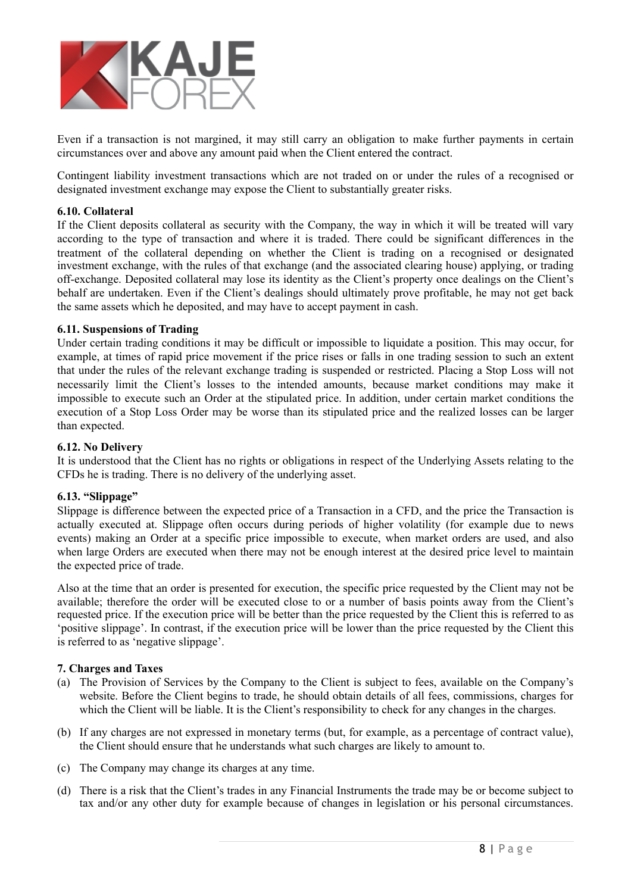Even if a transaction is not margined, it may still carry an obligation to make further payments in certain circumstances over and above any amount paid when the Client entered the contract.

Contingent liability investment transactions which are not traded on or under the rules of a recognised or designated investment exchange may expose the Client to substantially greater risks.

#### 6.10. Collateral

If the Client deposits collateral as security with the Company, the way in which it will be treated will vary according to the type of transaction and where it is traded. There could be significant differences in the treatment of the collateral depending on whether the Client is trading on a recognised or designated investment exchange, with the rules of that exchange (and the associated clearing house) applying, or trading off-exchange. Deposited collateral may lose its identity as the Client's property once dealings on the Client's behalf are undertaken. Even if the Client's dealings should ultimately prove profitable, he may not get back the same assets which he deposited, and may have to accept payment in cash.

#### 6.11. Suspensions of Trading

Under certain trading conditions it may be difficult or impossible to liquidate a position. This may occur, for example, at times of rapid price movement if the price rises or falls in one trading session to such an extent that under the rules of the relevant exchange trading is suspended or restricted. Placing a Stop Loss will not necessarily limit the Client's losses to the intended amounts, because market conditions may make it impossible to execute such an Order at the stipulated price. In addition, under certain market conditions the execution of a Stop Loss Order may be worse than its stipulated price and the realized losses can be larger than expected.

#### 6.12. No Delivery

It is understood that the Client has no rights or obligations in respect of the Underlying Assets relating to the CFDs he is trading. There is no delivery of the underlying asset.

#### 6.13. "Slippage"

Slippage is difference between the expected price of a Transaction in a CFD, and the price the Transaction is actually executed at. Slippage often occurs during periods of higher volatility (for example due to news events) making an Order at a specific price impossible to execute, when market orders are used, and also when large Orders are executed when there may not be enough interest at the desired price level to maintain the expected price of trade.

Also at the time that an order is presented for execution, the specific price requested by the Client may not be available; therefore the order will be executed close to or a number of basis points away from the Client's requested price. If the execution price will be better than the price requested by the Client this is referred to as 'positive slippage'. In contrast, if the execution price will be lower than the price requested by the Client this is referred to as 'negative slippage'.

### 7. Charges and Taxes

(a) The Provision of Services by the Company to the Client is subject to fees, available on the Company's website. Before the Client begins to trade, he should obtain details of all fees, commissions, charges for which the Client will be liable. It is the Client's responsibility to check for any changes in the charges.

(b) If any charges are not expressed in monetary terms (but, for example, as a percentage of contract value), the Client should ensure that he understands what such charges are likely to amount to.

(c) The Company may change its charges at any time.

(d) There is a risk that the Client's trades in any Financial Instruments the trade may be or become subject to tax and/or any other duty for example because of changes in legislation or his personal circumstances.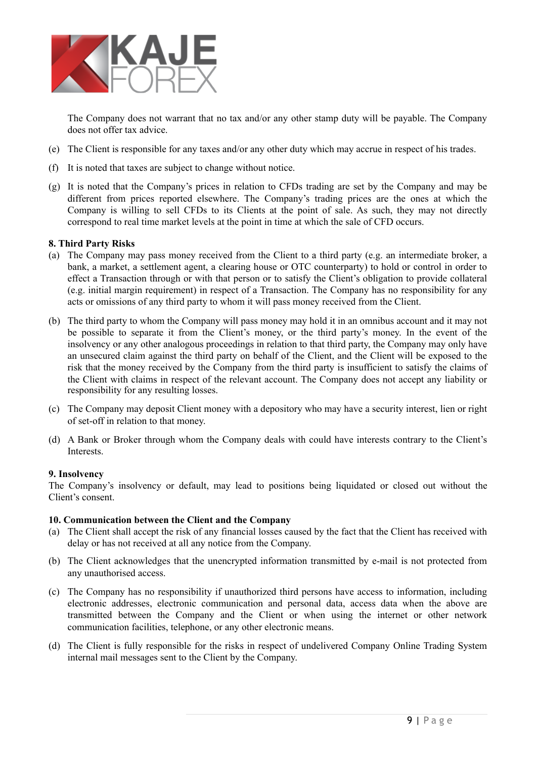The Company does not warrant that no tax and/or any other stamp duty will be payable. The Company does not offer tax advice.

(e) The Client is responsible for any taxes and/or any other duty which may accrue in respect of his trades.

(f) It is noted that taxes are subject to change without notice.

(g) It is noted that the Company's prices in relation to CFDs trading are set by the Company and may be different from prices reported elsewhere. The Company's trading prices are the ones at which the Company is willing to sell CFDs to its Clients at the point of sale. As such, they may not directly correspond to real time market levels at the point in time at which the sale of CFD occurs.

**8. Third Party Risks**

(a) The Company may pass money received from the Client to a third party (e.g. an intermediate broker, a bank, a market, a settlement agent, a clearing house or OTC counterparty) to hold or control in order to effect a Transaction through or with that person or to satisfy the Client's obligation to provide collateral (e.g. initial margin requirement) in respect of a Transaction. The Company has no responsibility for any acts or omissions of any third party to whom it will pass money received from the Client.

(b) The third party to whom the Company will pass money may hold it in an omnibus account and it may not be possible to separate it from the Client's money, or the third party's money. In the event of the insolvency or any other analogous proceedings in relation to that third party, the Company may only have an unsecured claim against the third party on behalf of the Client, and the Client will be exposed to the risk that the money received by the Company from the third party is insufficient to satisfy the claims of the Client with claims in respect of the relevant account. The Company does not accept any liability or responsibility for any resulting losses.

(c) The Company may deposit Client money with a depository who may have a security interest, lien or right of set-off in relation to that money.

(d) A Bank or Broker through whom the Company deals with could have interests contrary to the Client's Interests.

**9. Insolvency**

The Company's insolvency or default, may lead to positions being liquidated or closed out without the Client's consent.

**10. Communication between the Client and the Company**

(a) The Client shall accept the risk of any financial losses caused by the fact that the Client has received with delay or has not received at all any notice from the Company.

(b) The Client acknowledges that the unencrypted information transmitted by e-mail is not protected from any unauthorised access.

(c) The Company has no responsibility if unauthorized third persons have access to information, including electronic addresses, electronic communication and personal data, access data when the above are transmitted between the Company and the Client or when using the internet or other network communication facilities, telephone, or any other electronic means.

(d) The Client is fully responsible for the risks in respect of undelivered Company Online Trading System internal mail messages sent to the Client by the Company.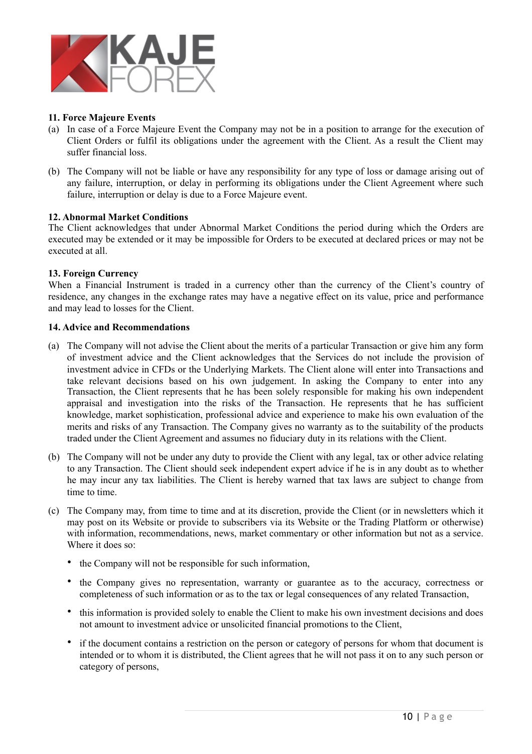**11. Force Majeure Events**

(a) In case of a Force Majeure Event the Company may not be in a position to arrange for the execution of Client Orders or fulfil its obligations under the agreement with the Client. As a result the Client may suffer financial loss.

(b) The Company will not be liable or have any responsibility for any type of loss or damage arising out of any failure, interruption, or delay in performing its obligations under the Client Agreement where such failure, interruption or delay is due to a Force Majeure event.

**12. Abnormal Market Conditions**

The Client acknowledges that under Abnormal Market Conditions the period during which the Orders are executed may be extended or it may be impossible for Orders to be executed at declared prices or may not be executed at all.

**13. Foreign Currency**

When a Financial Instrument is traded in a currency other than the currency of the Client's country of residence, any changes in the exchange rates may have a negative effect on its value, price and performance and may lead to losses for the Client.

**14. Advice and Recommendations**

(a) The Company will not advise the Client about the merits of a particular Transaction or give him any form of investment advice and the Client acknowledges that the Services do not include the provision of investment advice in CFDs or the Underlying Markets. The Client alone will enter into Transactions and take relevant decisions based on his own judgement. In asking the Company to enter into any Transaction, the Client represents that he has been solely responsible for making his own independent appraisal and investigation into the risks of the Transaction. He represents that he has sufficient knowledge, market sophistication, professional advice and experience to make his own evaluation of the merits and risks of any Transaction. The Company gives no warranty as to the suitability of the products traded under the Client Agreement and assumes no fiduciary duty in its relations with the Client.

(b) The Company will not be under any duty to provide the Client with any legal, tax or other advice relating to any Transaction. The Client should seek independent expert advice if he is in any doubt as to whether he may incur any tax liabilities. The Client is hereby warned that tax laws are subject to change from time to time.

(c) The Company may, from time to time and at its discretion, provide the Client (or in newsletters which it may post on its Website or provide to subscribers via its Website or the Trading Platform or otherwise) with information, recommendations, news, market commentary or other information but not as a service. Where it does so:

- the Company will not be responsible for such information,
- the Company gives no representation, warranty or guarantee as to the accuracy, correctness or completeness of such information or as to the tax or legal consequences of any related Transaction,
- this information is provided solely to enable the Client to make his own investment decisions and does not amount to investment advice or unsolicited financial promotions to the Client,
- if the document contains a restriction on the person or category of persons for whom that document is intended or to whom it is distributed, the Client agrees that he will not pass it on to any such person or category of persons,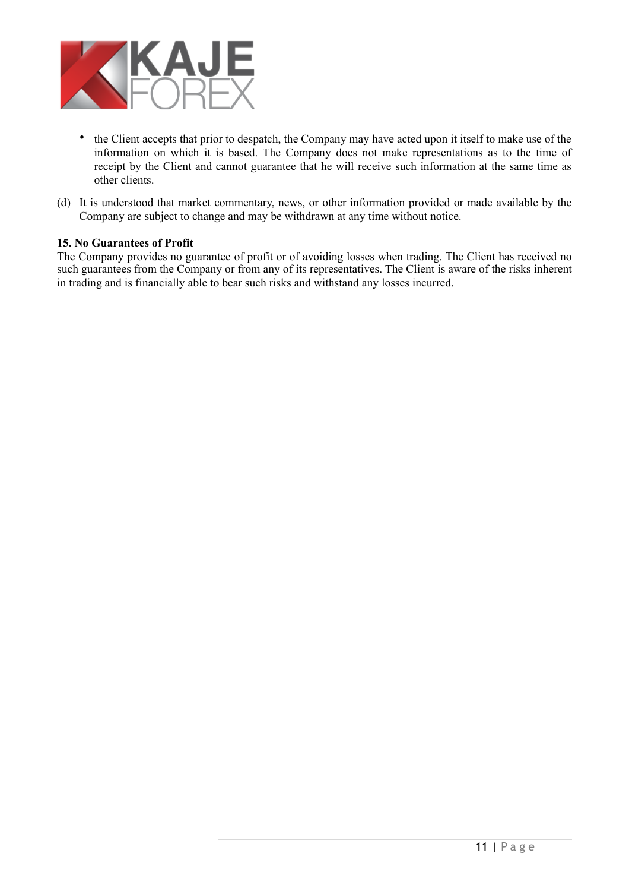- the Client accepts that prior to despatch, the Company may have acted upon it itself to make use of the information on which it is based. The Company does not make representations as to the time of receipt by the Client and cannot guarantee that he will receive such information at the same time as other clients.

(d) It is understood that market commentary, news, or other information provided or made available by the Company are subject to change and may be withdrawn at any time without notice.

**15. No Guarantees of Profit**

The Company provides no guarantee of profit or of avoiding losses when trading. The Client has received no such guarantees from the Company or from any of its representatives. The Client is aware of the risks inherent in trading and is financially able to bear such risks and withstand any losses incurred.